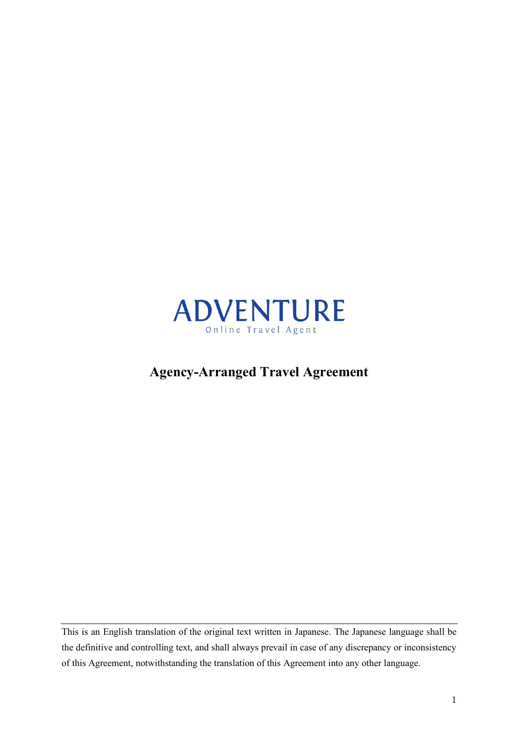ADVENTURE

Online Travel Agent

# Agency-Arranged Travel Agreement

---

This is an English translation of the original text written in Japanese. The Japanese language shall be the definitive and controlling text, and shall always prevail in case of any discrepancy or inconsistency of this Agreement, notwithstanding the translation of this Agreement into any other language.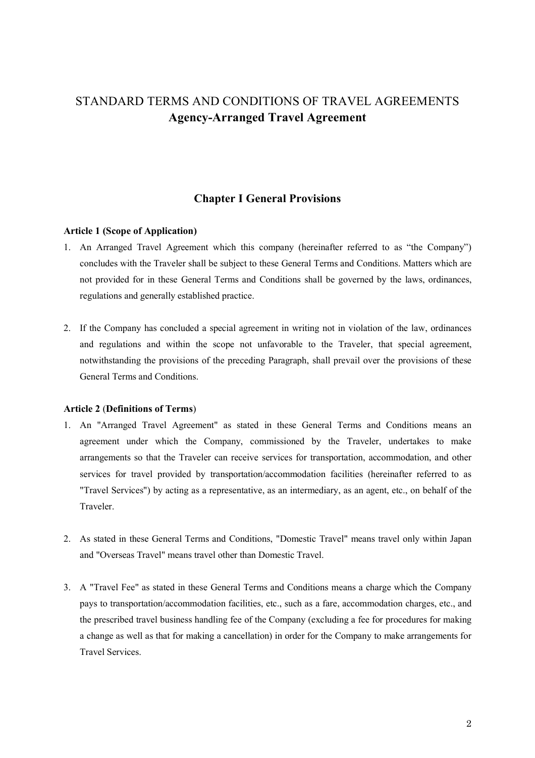# STANDARD TERMS AND CONDITIONS OF TRAVEL AGREEMENTS
# **Agency-Arranged Travel Agreement**

## Chapter I General Provisions

### Article 1 (Scope of Application)

1. An Arranged Travel Agreement which this company (hereinafter referred to as “the Company”) concludes with the Traveler shall be subject to these General Terms and Conditions. Matters which are not provided for in these General Terms and Conditions shall be governed by the laws, ordinances, regulations and generally established practice.

2. If the Company has concluded a special agreement in writing not in violation of the law, ordinances and regulations and within the scope not unfavorable to the Traveler, that special agreement, notwithstanding the provisions of the preceding Paragraph, shall prevail over the provisions of these General Terms and Conditions.

### Article 2 (Definitions of Terms)

1. An "Arranged Travel Agreement" as stated in these General Terms and Conditions means an agreement under which the Company, commissioned by the Traveler, undertakes to make arrangements so that the Traveler can receive services for transportation, accommodation, and other services for travel provided by transportation/accommodation facilities (hereinafter referred to as "Travel Services") by acting as a representative, as an intermediary, as an agent, etc., on behalf of the Traveler.

2. As stated in these General Terms and Conditions, "Domestic Travel" means travel only within Japan and "Overseas Travel" means travel other than Domestic Travel.

3. A "Travel Fee" as stated in these General Terms and Conditions means a charge which the Company pays to transportation/accommodation facilities, etc., such as a fare, accommodation charges, etc., and the prescribed travel business handling fee of the Company (excluding a fee for procedures for making a change as well as that for making a cancellation) in order for the Company to make arrangements for Travel Services.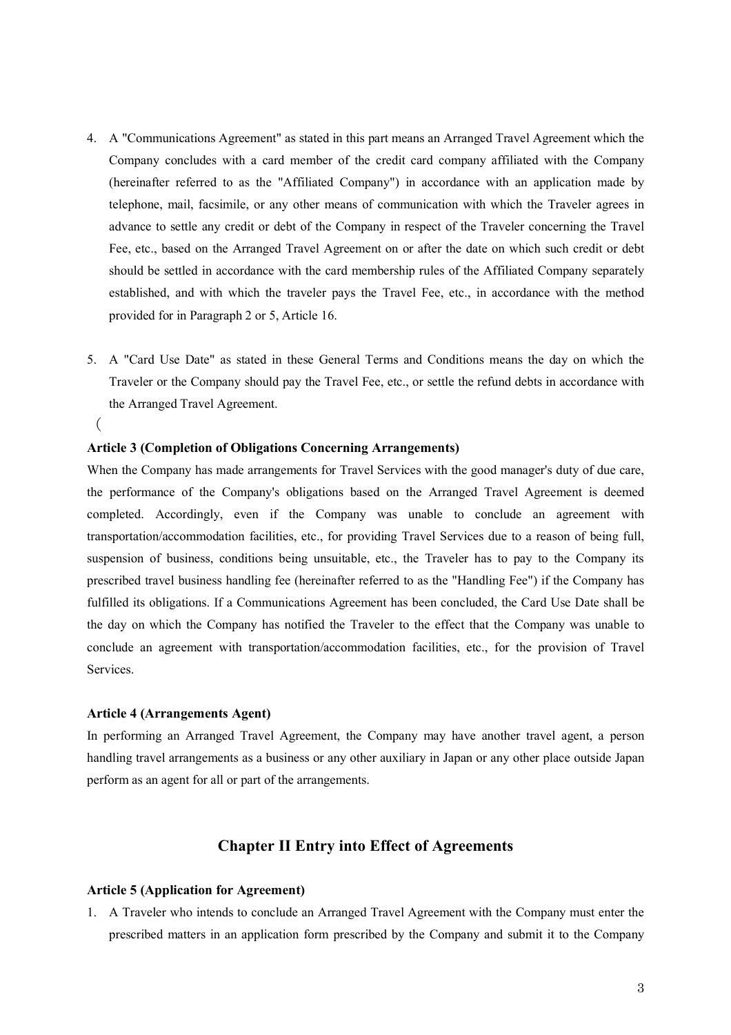4. A "Communications Agreement" as stated in this part means an Arranged Travel Agreement which the Company concludes with a card member of the credit card company affiliated with the Company (hereinafter referred to as the "Affiliated Company") in accordance with an application made by telephone, mail, facsimile, or any other means of communication with which the Traveler agrees in advance to settle any credit or debt of the Company in respect of the Traveler concerning the Travel Fee, etc., based on the Arranged Travel Agreement on or after the date on which such credit or debt should be settled in accordance with the card membership rules of the Affiliated Company separately established, and with which the traveler pays the Travel Fee, etc., in accordance with the method provided for in Paragraph 2 or 5, Article 16.

5. A "Card Use Date" as stated in these General Terms and Conditions means the day on which the Traveler or the Company should pay the Travel Fee, etc., or settle the refund debts in accordance with the Arranged Travel Agreement.

（

**Article 3 (Completion of Obligations Concerning Arrangements)**

When the Company has made arrangements for Travel Services with the good manager's duty of due care, the performance of the Company's obligations based on the Arranged Travel Agreement is deemed completed. Accordingly, even if the Company was unable to conclude an agreement with transportation/accommodation facilities, etc., for providing Travel Services due to a reason of being full, suspension of business, conditions being unsuitable, etc., the Traveler has to pay to the Company its prescribed travel business handling fee (hereinafter referred to as the "Handling Fee") if the Company has fulfilled its obligations. If a Communications Agreement has been concluded, the Card Use Date shall be the day on which the Company has notified the Traveler to the effect that the Company was unable to conclude an agreement with transportation/accommodation facilities, etc., for the provision of Travel Services.

**Article 4 (Arrangements Agent)**

In performing an Arranged Travel Agreement, the Company may have another travel agent, a person handling travel arrangements as a business or any other auxiliary in Japan or any other place outside Japan perform as an agent for all or part of the arrangements.

## Chapter II Entry into Effect of Agreements

**Article 5 (Application for Agreement)**

1. A Traveler who intends to conclude an Arranged Travel Agreement with the Company must enter the prescribed matters in an application form prescribed by the Company and submit it to the Company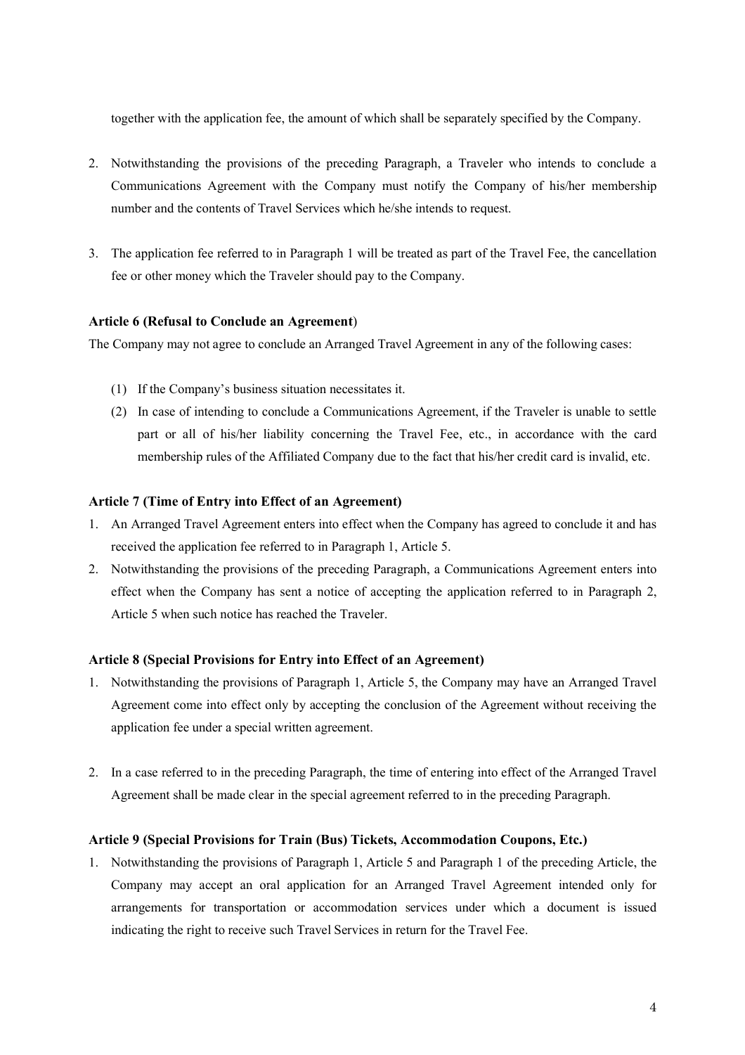together with the application fee, the amount of which shall be separately specified by the Company.

2. Notwithstanding the provisions of the preceding Paragraph, a Traveler who intends to conclude a Communications Agreement with the Company must notify the Company of his/her membership number and the contents of Travel Services which he/she intends to request.

3. The application fee referred to in Paragraph 1 will be treated as part of the Travel Fee, the cancellation fee or other money which the Traveler should pay to the Company.

**Article 6 (Refusal to Conclude an Agreement)**

The Company may not agree to conclude an Arranged Travel Agreement in any of the following cases:

(1) If the Company's business situation necessitates it.

(2) In case of intending to conclude a Communications Agreement, if the Traveler is unable to settle part or all of his/her liability concerning the Travel Fee, etc., in accordance with the card membership rules of the Affiliated Company due to the fact that his/her credit card is invalid, etc.

**Article 7 (Time of Entry into Effect of an Agreement)**

1. An Arranged Travel Agreement enters into effect when the Company has agreed to conclude it and has received the application fee referred to in Paragraph 1, Article 5.
2. Notwithstanding the provisions of the preceding Paragraph, a Communications Agreement enters into effect when the Company has sent a notice of accepting the application referred to in Paragraph 2, Article 5 when such notice has reached the Traveler.

**Article 8 (Special Provisions for Entry into Effect of an Agreement)**

1. Notwithstanding the provisions of Paragraph 1, Article 5, the Company may have an Arranged Travel Agreement come into effect only by accepting the conclusion of the Agreement without receiving the application fee under a special written agreement.

2. In a case referred to in the preceding Paragraph, the time of entering into effect of the Arranged Travel Agreement shall be made clear in the special agreement referred to in the preceding Paragraph.

**Article 9 (Special Provisions for Train (Bus) Tickets, Accommodation Coupons, Etc.)**

1. Notwithstanding the provisions of Paragraph 1, Article 5 and Paragraph 1 of the preceding Article, the Company may accept an oral application for an Arranged Travel Agreement intended only for arrangements for transportation or accommodation services under which a document is issued indicating the right to receive such Travel Services in return for the Travel Fee.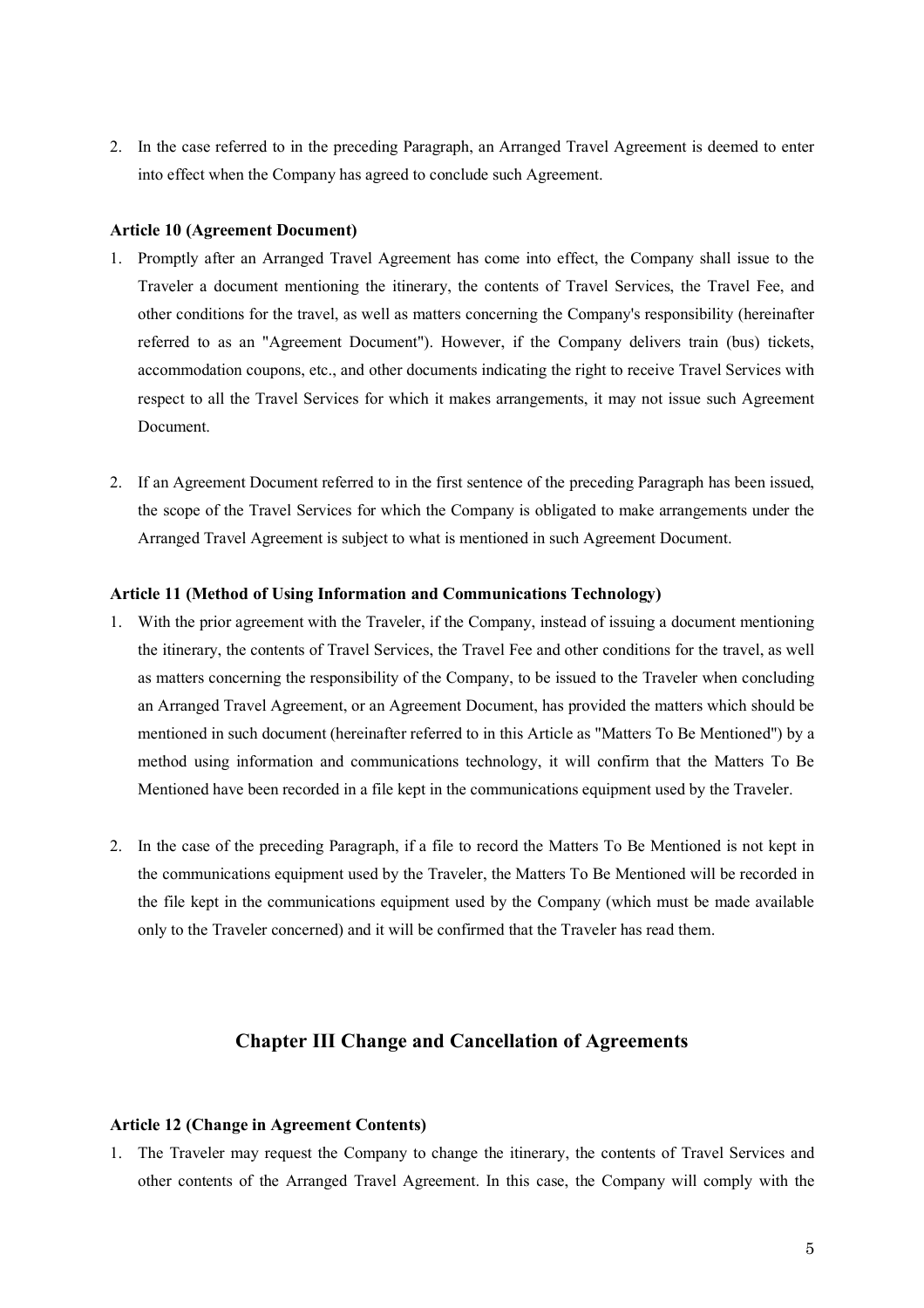2. In the case referred to in the preceding Paragraph, an Arranged Travel Agreement is deemed to enter into effect when the Company has agreed to conclude such Agreement.

**Article 10 (Agreement Document)**

1. Promptly after an Arranged Travel Agreement has come into effect, the Company shall issue to the Traveler a document mentioning the itinerary, the contents of Travel Services, the Travel Fee, and other conditions for the travel, as well as matters concerning the Company's responsibility (hereinafter referred to as an "Agreement Document"). However, if the Company delivers train (bus) tickets, accommodation coupons, etc., and other documents indicating the right to receive Travel Services with respect to all the Travel Services for which it makes arrangements, it may not issue such Agreement Document.

2. If an Agreement Document referred to in the first sentence of the preceding Paragraph has been issued, the scope of the Travel Services for which the Company is obligated to make arrangements under the Arranged Travel Agreement is subject to what is mentioned in such Agreement Document.

**Article 11 (Method of Using Information and Communications Technology)**

1. With the prior agreement with the Traveler, if the Company, instead of issuing a document mentioning the itinerary, the contents of Travel Services, the Travel Fee and other conditions for the travel, as well as matters concerning the responsibility of the Company, to be issued to the Traveler when concluding an Arranged Travel Agreement, or an Agreement Document, has provided the matters which should be mentioned in such document (hereinafter referred to in this Article as "Matters To Be Mentioned") by a method using information and communications technology, it will confirm that the Matters To Be Mentioned have been recorded in a file kept in the communications equipment used by the Traveler.

2. In the case of the preceding Paragraph, if a file to record the Matters To Be Mentioned is not kept in the communications equipment used by the Traveler, the Matters To Be Mentioned will be recorded in the file kept in the communications equipment used by the Company (which must be made available only to the Traveler concerned) and it will be confirmed that the Traveler has read them.

## Chapter III Change and Cancellation of Agreements

**Article 12 (Change in Agreement Contents)**

1. The Traveler may request the Company to change the itinerary, the contents of Travel Services and other contents of the Arranged Travel Agreement. In this case, the Company will comply with the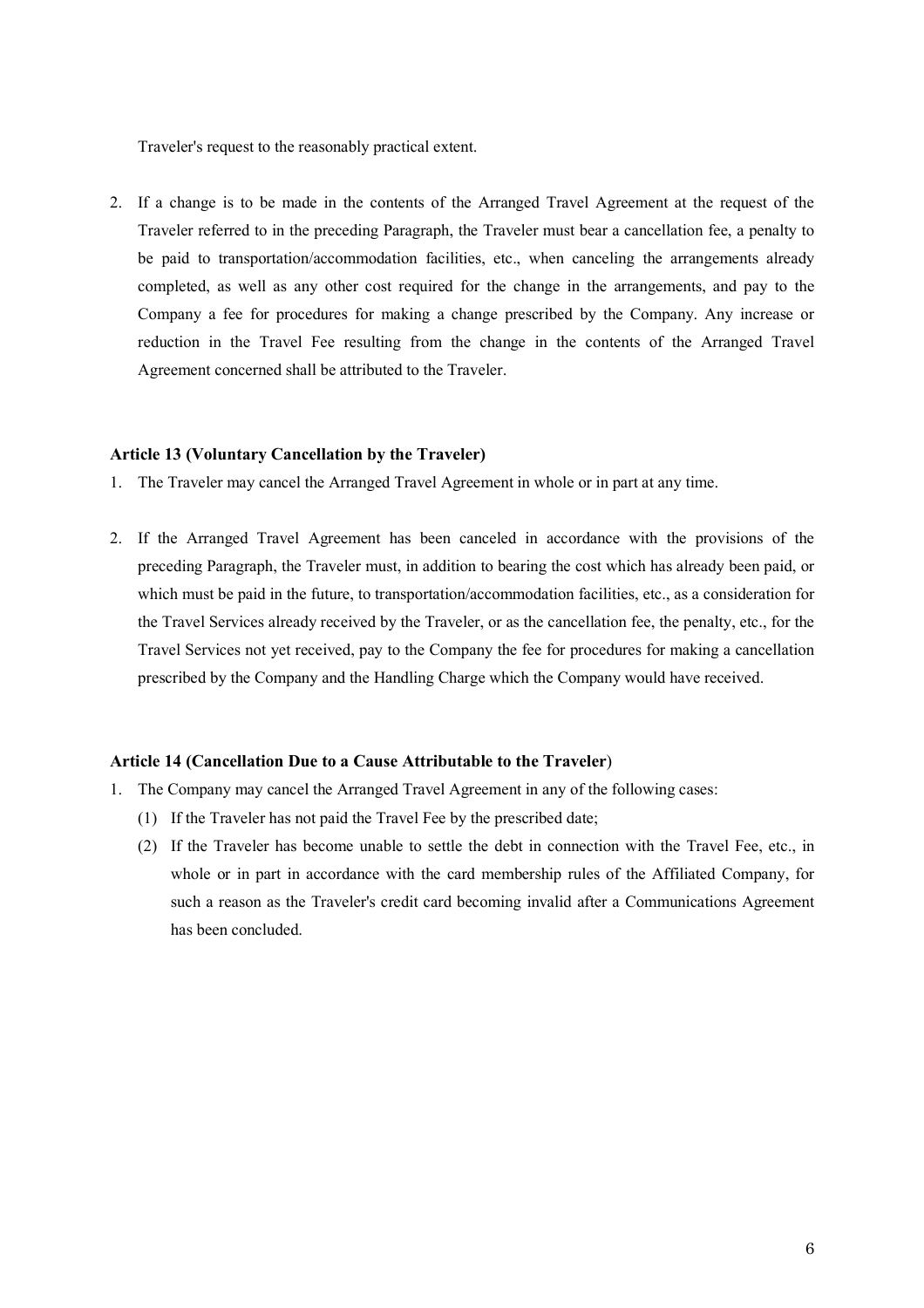Traveler's request to the reasonably practical extent.

2. If a change is to be made in the contents of the Arranged Travel Agreement at the request of the Traveler referred to in the preceding Paragraph, the Traveler must bear a cancellation fee, a penalty to be paid to transportation/accommodation facilities, etc., when canceling the arrangements already completed, as well as any other cost required for the change in the arrangements, and pay to the Company a fee for procedures for making a change prescribed by the Company. Any increase or reduction in the Travel Fee resulting from the change in the contents of the Arranged Travel Agreement concerned shall be attributed to the Traveler.

**Article 13 (Voluntary Cancellation by the Traveler)**

1. The Traveler may cancel the Arranged Travel Agreement in whole or in part at any time.

2. If the Arranged Travel Agreement has been canceled in accordance with the provisions of the preceding Paragraph, the Traveler must, in addition to bearing the cost which has already been paid, or which must be paid in the future, to transportation/accommodation facilities, etc., as a consideration for the Travel Services already received by the Traveler, or as the cancellation fee, the penalty, etc., for the Travel Services not yet received, pay to the Company the fee for procedures for making a cancellation prescribed by the Company and the Handling Charge which the Company would have received.

**Article 14 (Cancellation Due to a Cause Attributable to the Traveler)**

1. The Company may cancel the Arranged Travel Agreement in any of the following cases:
   (1) If the Traveler has not paid the Travel Fee by the prescribed date;
   (2) If the Traveler has become unable to settle the debt in connection with the Travel Fee, etc., in whole or in part in accordance with the card membership rules of the Affiliated Company, for such a reason as the Traveler's credit card becoming invalid after a Communications Agreement has been concluded.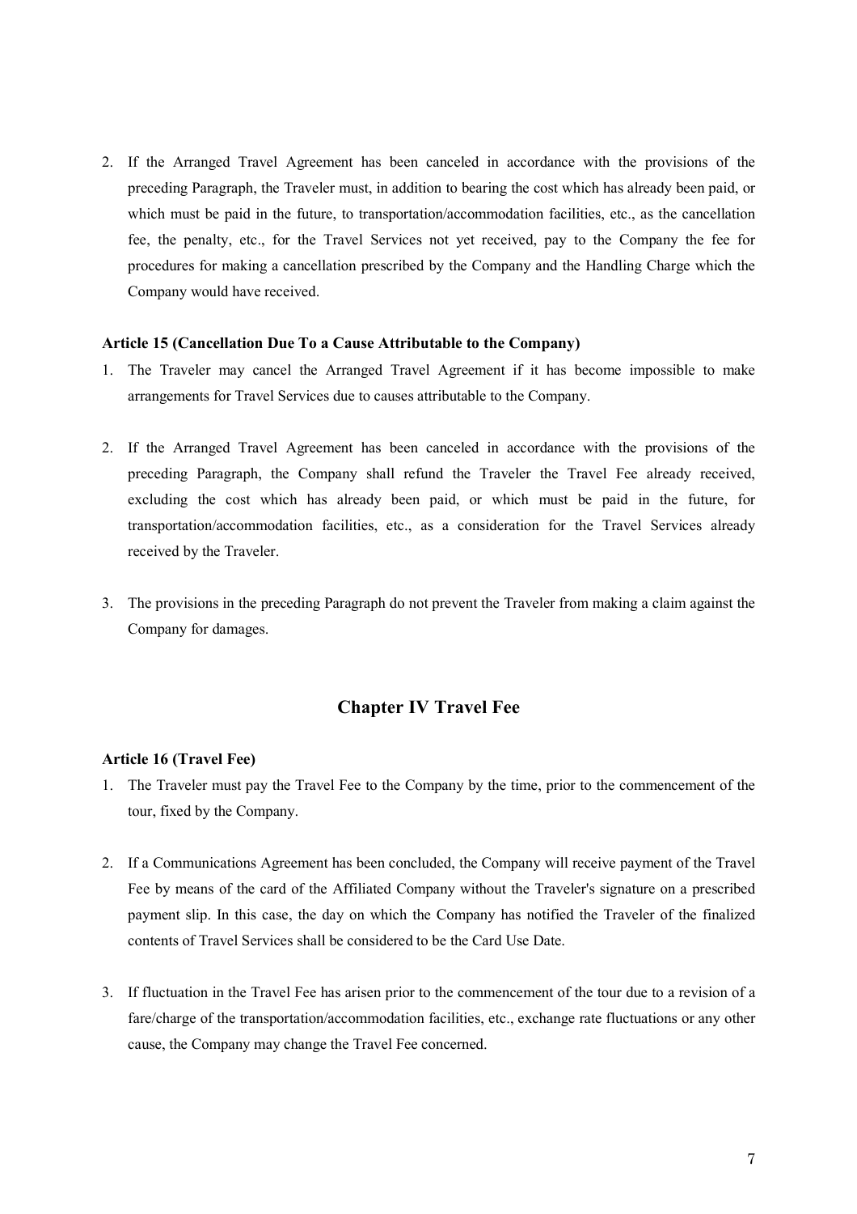2. If the Arranged Travel Agreement has been canceled in accordance with the provisions of the preceding Paragraph, the Traveler must, in addition to bearing the cost which has already been paid, or which must be paid in the future, to transportation/accommodation facilities, etc., as the cancellation fee, the penalty, etc., for the Travel Services not yet received, pay to the Company the fee for procedures for making a cancellation prescribed by the Company and the Handling Charge which the Company would have received.

**Article 15 (Cancellation Due To a Cause Attributable to the Company)**

1. The Traveler may cancel the Arranged Travel Agreement if it has become impossible to make arrangements for Travel Services due to causes attributable to the Company.

2. If the Arranged Travel Agreement has been canceled in accordance with the provisions of the preceding Paragraph, the Company shall refund the Traveler the Travel Fee already received, excluding the cost which has already been paid, or which must be paid in the future, for transportation/accommodation facilities, etc., as a consideration for the Travel Services already received by the Traveler.

3. The provisions in the preceding Paragraph do not prevent the Traveler from making a claim against the Company for damages.

## Chapter IV Travel Fee

**Article 16 (Travel Fee)**

1. The Traveler must pay the Travel Fee to the Company by the time, prior to the commencement of the tour, fixed by the Company.

2. If a Communications Agreement has been concluded, the Company will receive payment of the Travel Fee by means of the card of the Affiliated Company without the Traveler's signature on a prescribed payment slip. In this case, the day on which the Company has notified the Traveler of the finalized contents of Travel Services shall be considered to be the Card Use Date.

3. If fluctuation in the Travel Fee has arisen prior to the commencement of the tour due to a revision of a fare/charge of the transportation/accommodation facilities, etc., exchange rate fluctuations or any other cause, the Company may change the Travel Fee concerned.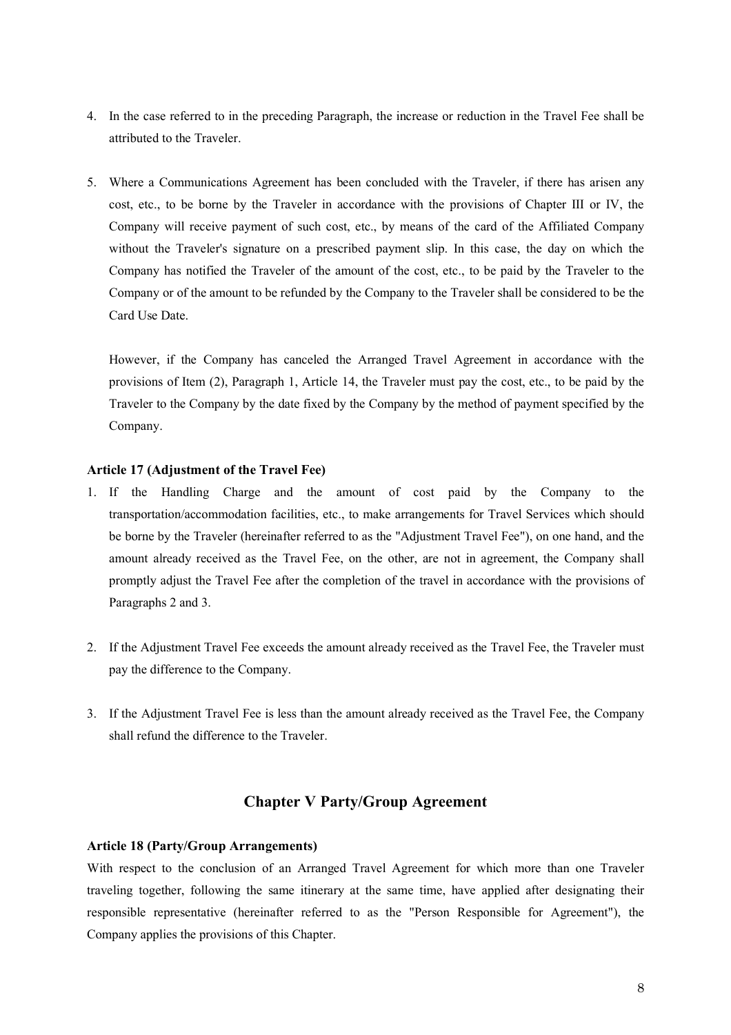4. In the case referred to in the preceding Paragraph, the increase or reduction in the Travel Fee shall be attributed to the Traveler.

5. Where a Communications Agreement has been concluded with the Traveler, if there has arisen any cost, etc., to be borne by the Traveler in accordance with the provisions of Chapter III or IV, the Company will receive payment of such cost, etc., by means of the card of the Affiliated Company without the Traveler's signature on a prescribed payment slip. In this case, the day on which the Company has notified the Traveler of the amount of the cost, etc., to be paid by the Traveler to the Company or of the amount to be refunded by the Company to the Traveler shall be considered to be the Card Use Date.

   However, if the Company has canceled the Arranged Travel Agreement in accordance with the provisions of Item (2), Paragraph 1, Article 14, the Traveler must pay the cost, etc., to be paid by the Traveler to the Company by the date fixed by the Company by the method of payment specified by the Company.

**Article 17 (Adjustment of the Travel Fee)**

1. If the Handling Charge and the amount of cost paid by the Company to the transportation/accommodation facilities, etc., to make arrangements for Travel Services which should be borne by the Traveler (hereinafter referred to as the "Adjustment Travel Fee"), on one hand, and the amount already received as the Travel Fee, on the other, are not in agreement, the Company shall promptly adjust the Travel Fee after the completion of the travel in accordance with the provisions of Paragraphs 2 and 3.

2. If the Adjustment Travel Fee exceeds the amount already received as the Travel Fee, the Traveler must pay the difference to the Company.

3. If the Adjustment Travel Fee is less than the amount already received as the Travel Fee, the Company shall refund the difference to the Traveler.

## Chapter V Party/Group Agreement

**Article 18 (Party/Group Arrangements)**

With respect to the conclusion of an Arranged Travel Agreement for which more than one Traveler traveling together, following the same itinerary at the same time, have applied after designating their responsible representative (hereinafter referred to as the "Person Responsible for Agreement"), the Company applies the provisions of this Chapter.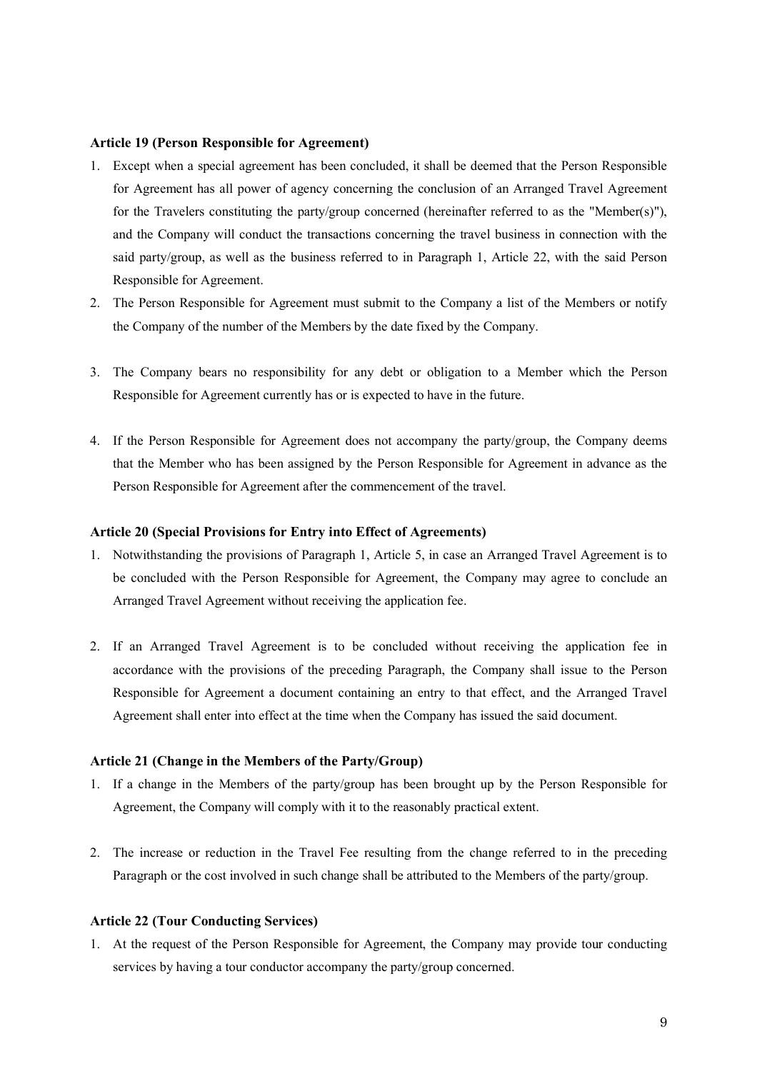**Article 19 (Person Responsible for Agreement)**

1. Except when a special agreement has been concluded, it shall be deemed that the Person Responsible for Agreement has all power of agency concerning the conclusion of an Arranged Travel Agreement for the Travelers constituting the party/group concerned (hereinafter referred to as the "Member(s)"), and the Company will conduct the transactions concerning the travel business in connection with the said party/group, as well as the business referred to in Paragraph 1, Article 22, with the said Person Responsible for Agreement.
2. The Person Responsible for Agreement must submit to the Company a list of the Members or notify the Company of the number of the Members by the date fixed by the Company.
3. The Company bears no responsibility for any debt or obligation to a Member which the Person Responsible for Agreement currently has or is expected to have in the future.
4. If the Person Responsible for Agreement does not accompany the party/group, the Company deems that the Member who has been assigned by the Person Responsible for Agreement in advance as the Person Responsible for Agreement after the commencement of the travel.

**Article 20 (Special Provisions for Entry into Effect of Agreements)**

1. Notwithstanding the provisions of Paragraph 1, Article 5, in case an Arranged Travel Agreement is to be concluded with the Person Responsible for Agreement, the Company may agree to conclude an Arranged Travel Agreement without receiving the application fee.
2. If an Arranged Travel Agreement is to be concluded without receiving the application fee in accordance with the provisions of the preceding Paragraph, the Company shall issue to the Person Responsible for Agreement a document containing an entry to that effect, and the Arranged Travel Agreement shall enter into effect at the time when the Company has issued the said document.

**Article 21 (Change in the Members of the Party/Group)**

1. If a change in the Members of the party/group has been brought up by the Person Responsible for Agreement, the Company will comply with it to the reasonably practical extent.
2. The increase or reduction in the Travel Fee resulting from the change referred to in the preceding Paragraph or the cost involved in such change shall be attributed to the Members of the party/group.

**Article 22 (Tour Conducting Services)**

1. At the request of the Person Responsible for Agreement, the Company may provide tour conducting services by having a tour conductor accompany the party/group concerned.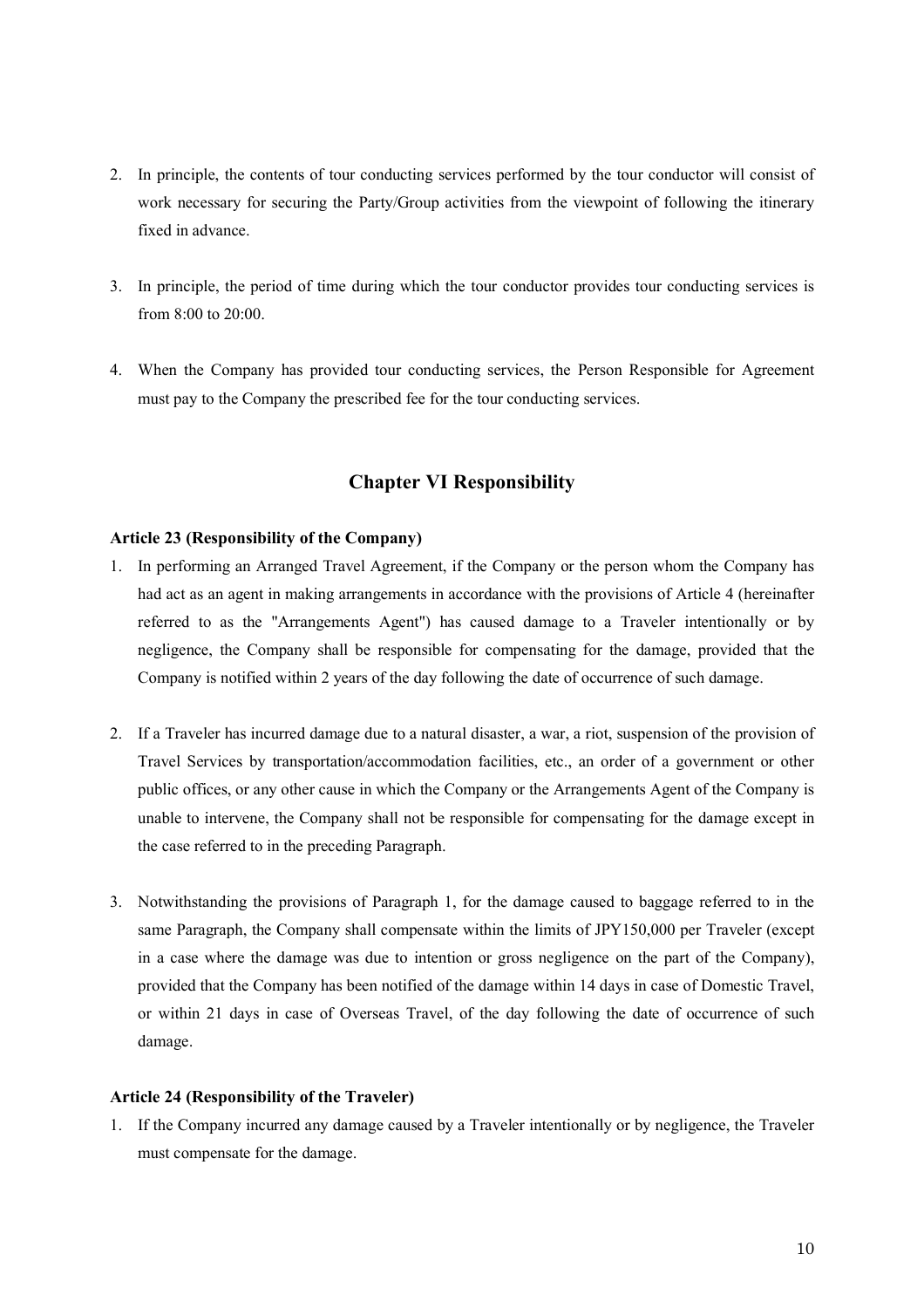2. In principle, the contents of tour conducting services performed by the tour conductor will consist of work necessary for securing the Party/Group activities from the viewpoint of following the itinerary fixed in advance.

3. In principle, the period of time during which the tour conductor provides tour conducting services is from 8:00 to 20:00.

4. When the Company has provided tour conducting services, the Person Responsible for Agreement must pay to the Company the prescribed fee for the tour conducting services.

## Chapter VI Responsibility

**Article 23 (Responsibility of the Company)**

1. In performing an Arranged Travel Agreement, if the Company or the person whom the Company has had act as an agent in making arrangements in accordance with the provisions of Article 4 (hereinafter referred to as the "Arrangements Agent") has caused damage to a Traveler intentionally or by negligence, the Company shall be responsible for compensating for the damage, provided that the Company is notified within 2 years of the day following the date of occurrence of such damage.

2. If a Traveler has incurred damage due to a natural disaster, a war, a riot, suspension of the provision of Travel Services by transportation/accommodation facilities, etc., an order of a government or other public offices, or any other cause in which the Company or the Arrangements Agent of the Company is unable to intervene, the Company shall not be responsible for compensating for the damage except in the case referred to in the preceding Paragraph.

3. Notwithstanding the provisions of Paragraph 1, for the damage caused to baggage referred to in the same Paragraph, the Company shall compensate within the limits of JPY150,000 per Traveler (except in a case where the damage was due to intention or gross negligence on the part of the Company), provided that the Company has been notified of the damage within 14 days in case of Domestic Travel, or within 21 days in case of Overseas Travel, of the day following the date of occurrence of such damage.

**Article 24 (Responsibility of the Traveler)**

1. If the Company incurred any damage caused by a Traveler intentionally or by negligence, the Traveler must compensate for the damage.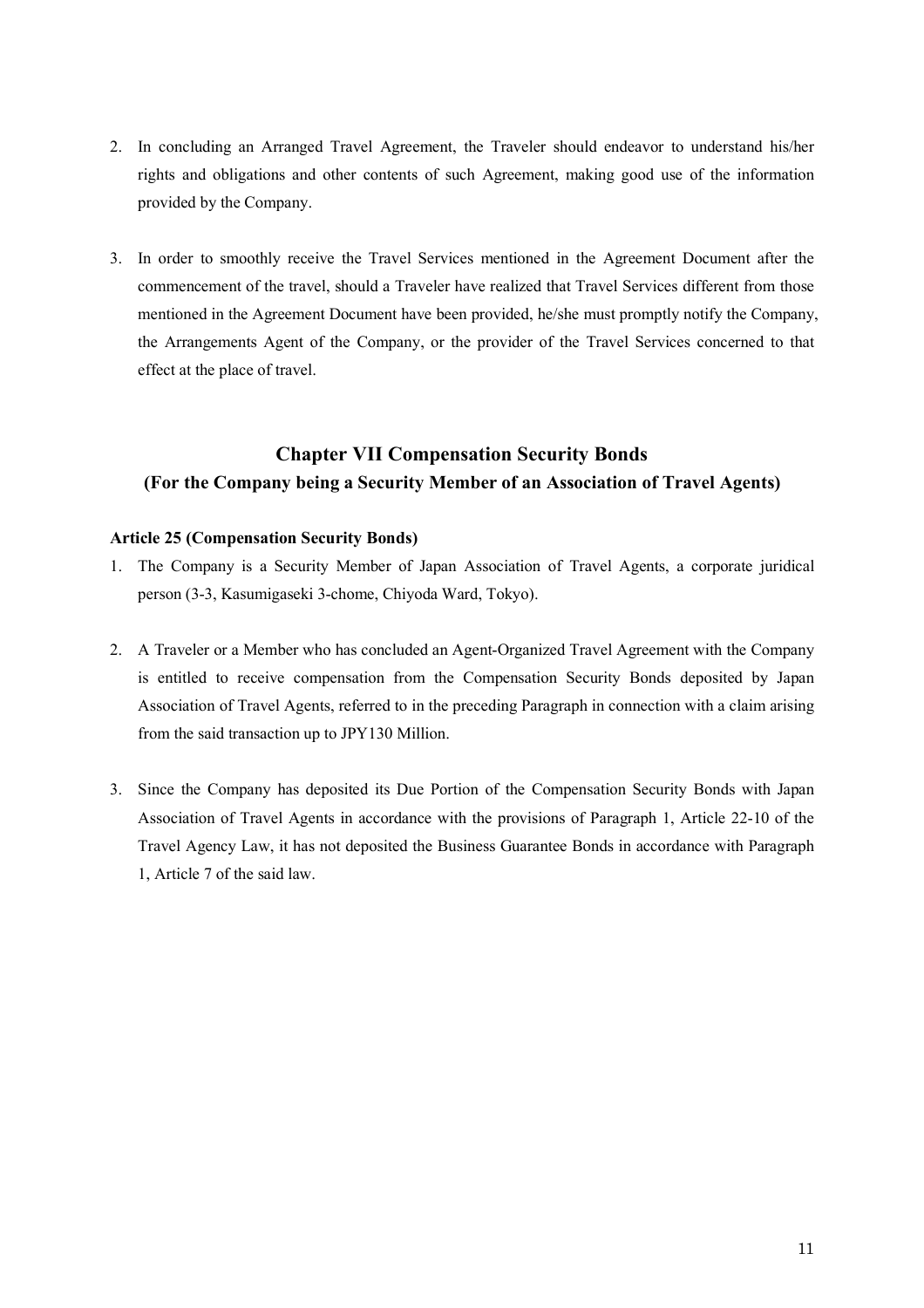2. In concluding an Arranged Travel Agreement, the Traveler should endeavor to understand his/her rights and obligations and other contents of such Agreement, making good use of the information provided by the Company.

3. In order to smoothly receive the Travel Services mentioned in the Agreement Document after the commencement of the travel, should a Traveler have realized that Travel Services different from those mentioned in the Agreement Document have been provided, he/she must promptly notify the Company, the Arrangements Agent of the Company, or the provider of the Travel Services concerned to that effect at the place of travel.

## Chapter VII Compensation Security Bonds
### (For the Company being a Security Member of an Association of Travel Agents)

**Article 25 (Compensation Security Bonds)**

1. The Company is a Security Member of Japan Association of Travel Agents, a corporate juridical person (3-3, Kasumigaseki 3-chome, Chiyoda Ward, Tokyo).

2. A Traveler or a Member who has concluded an Agent-Organized Travel Agreement with the Company is entitled to receive compensation from the Compensation Security Bonds deposited by Japan Association of Travel Agents, referred to in the preceding Paragraph in connection with a claim arising from the said transaction up to JPY130 Million.

3. Since the Company has deposited its Due Portion of the Compensation Security Bonds with Japan Association of Travel Agents in accordance with the provisions of Paragraph 1, Article 22-10 of the Travel Agency Law, it has not deposited the Business Guarantee Bonds in accordance with Paragraph 1, Article 7 of the said law.